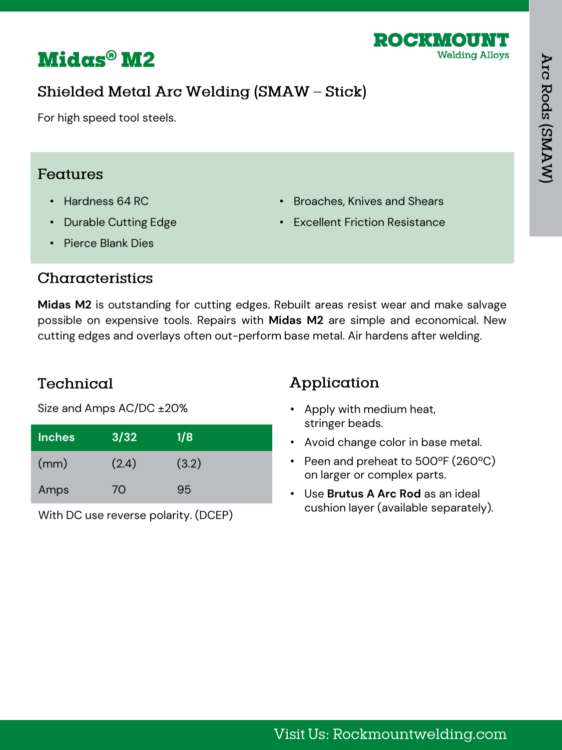# Midas® M2

ROCKMOUNT
Welding Alloys

Arc Rods (SMAW)

## Shielded Metal Arc Welding (SMAW – Stick)

For high speed tool steels.

### Features

- Hardness 64 RC
- Durable Cutting Edge
- Pierce Blank Dies
- Broaches, Knives and Shears
- Excellent Friction Resistance

### Characteristics

**Midas M2** is outstanding for cutting edges. Rebuilt areas resist wear and make salvage possible on expensive tools. Repairs with **Midas M2** are simple and economical. New cutting edges and overlays often out-perform base metal. Air hardens after welding.

### Technical

Size and Amps AC/DC ±20%

| Inches | 3/32 | 1/8 |
|---|---|---|
| (mm) | (2.4) | (3.2) |
| Amps | 70 | 95 |

With DC use reverse polarity. (DCEP)

### Application

- Apply with medium heat, stringer beads.
- Avoid change color in base metal.
- Peen and preheat to 500°F (260°C) on larger or complex parts.
- Use **Brutus A Arc Rod** as an ideal cushion layer (available separately).

Visit Us: Rockmountwelding.com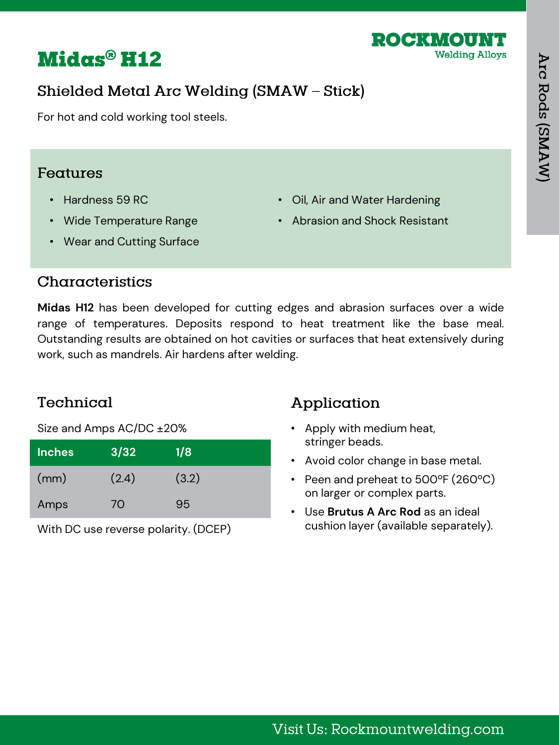# Midas® H12

ROCKMOUNT
Welding Alloys

Arc Rods (SMAW)

## Shielded Metal Arc Welding (SMAW – Stick)

For hot and cold working tool steels.

## Features

- Hardness 59 RC
- Wide Temperature Range
- Wear and Cutting Surface
- Oil, Air and Water Hardening
- Abrasion and Shock Resistant

## Characteristics

**Midas H12** has been developed for cutting edges and abrasion surfaces over a wide range of temperatures. Deposits respond to heat treatment like the base meal. Outstanding results are obtained on hot cavities or surfaces that heat extensively during work, such as mandrels. Air hardens after welding.

## Technical

Size and Amps AC/DC ±20%

| Inches | 3/32 | 1/8 |
|---|---|---|
| (mm) | (2.4) | (3.2) |
| Amps | 70 | 95 |

With DC use reverse polarity. (DCEP)

## Application

- Apply with medium heat, stringer beads.
- Avoid color change in base metal.
- Peen and preheat to 500ºF (260ºC) on larger or complex parts.
- Use **Brutus A Arc Rod** as an ideal cushion layer (available separately).

Visit Us: Rockmountwelding.com